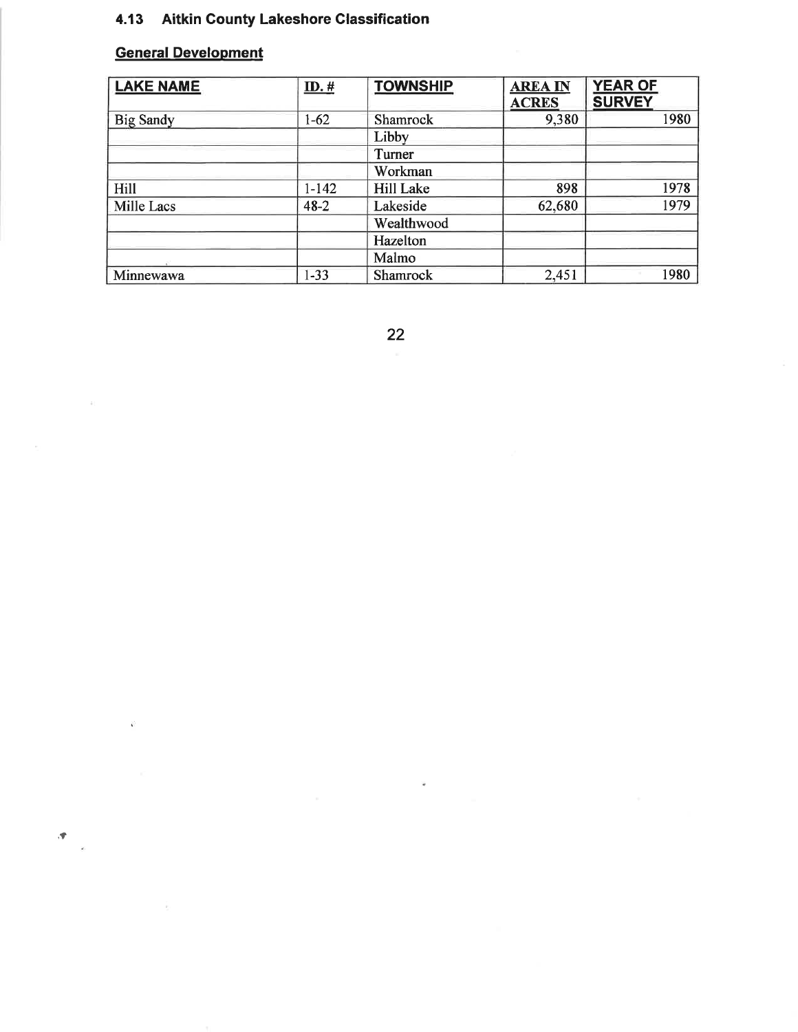## 4.13 Aitkin County Lakeshore Classification

### General Development

| LAKE NAME | ID. # | TOWNSHIP | AREA IN ACRES | YEAR OF SURVEY |
|---|---|---|---|---|
| Big Sandy | 1-62 | Shamrock | 9,380 | 1980 |
| | | Libby | | |
| | | Turner | | |
| | | Workman | | |
| Hill | 1-142 | Hill Lake | 898 | 1978 |
| Mille Lacs | 48-2 | Lakeside | 62,680 | 1979 |
| | | Wealthwood | | |
| | | Hazelton | | |
| | | Malmo | | |
| Minnewawa | 1-33 | Shamrock | 2,451 | 1980 |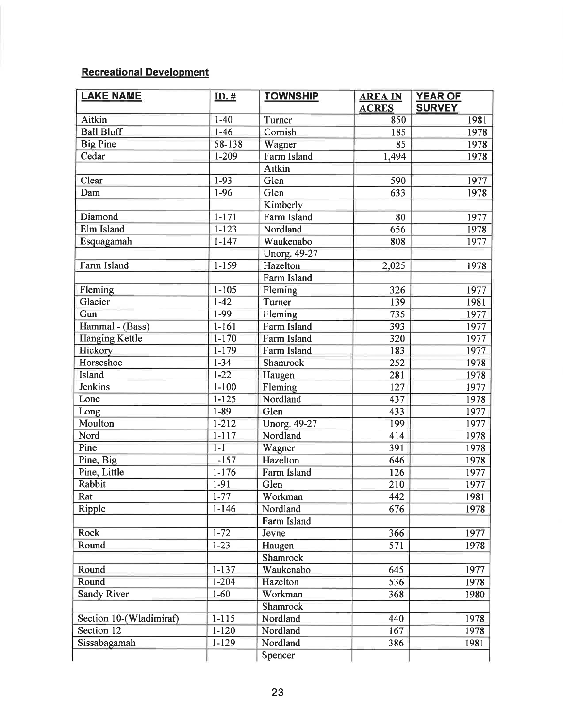## Recreational Development

| LAKE NAME | ID. # | TOWNSHIP | AREA IN ACRES | YEAR OF SURVEY |
|---|---|---|---|---|
| Aitkin | 1-40 | Turner | 850 | 1981 |
| Ball Bluff | 1-46 | Cornish | 185 | 1978 |
| Big Pine | 58-138 | Wagner | 85 | 1978 |
| Cedar | 1-209 | Farm Island | 1,494 | 1978 |
| | | Aitkin | | |
| Clear | 1-93 | Glen | 590 | 1977 |
| Dam | 1-96 | Glen | 633 | 1978 |
| | | Kimberly | | |
| Diamond | 1-171 | Farm Island | 80 | 1977 |
| Elm Island | 1-123 | Nordland | 656 | 1978 |
| Esquagamah | 1-147 | Waukenabo | 808 | 1977 |
| | | Unorg. 49-27 | | |
| Farm Island | 1-159 | Hazelton | 2,025 | 1978 |
| | | Farm Island | | |
| Fleming | 1-105 | Fleming | 326 | 1977 |
| Glacier | 1-42 | Turner | 139 | 1981 |
| Gun | 1-99 | Fleming | 735 | 1977 |
| Hammal - (Bass) | 1-161 | Farm Island | 393 | 1977 |
| Hanging Kettle | 1-170 | Farm Island | 320 | 1977 |
| Hickory | 1-179 | Farm Island | 183 | 1977 |
| Horseshoe | 1-34 | Shamrock | 252 | 1978 |
| Island | 1-22 | Haugen | 281 | 1978 |
| Jenkins | 1-100 | Fleming | 127 | 1977 |
| Lone | 1-125 | Nordland | 437 | 1978 |
| Long | 1-89 | Glen | 433 | 1977 |
| Moulton | 1-212 | Unorg. 49-27 | 199 | 1977 |
| Nord | 1-117 | Nordland | 414 | 1978 |
| Pine | 1-1 | Wagner | 391 | 1978 |
| Pine, Big | 1-157 | Hazelton | 646 | 1978 |
| Pine, Little | 1-176 | Farm Island | 126 | 1977 |
| Rabbit | 1-91 | Glen | 210 | 1977 |
| Rat | 1-77 | Workman | 442 | 1981 |
| Ripple | 1-146 | Nordland | 676 | 1978 |
| | | Farm Island | | |
| Rock | 1-72 | Jevne | 366 | 1977 |
| Round | 1-23 | Haugen | 571 | 1978 |
| | | Shamrock | | |
| Round | 1-137 | Waukenabo | 645 | 1977 |
| Round | 1-204 | Hazelton | 536 | 1978 |
| Sandy River | 1-60 | Workman | 368 | 1980 |
| | | Shamrock | | |
| Section 10-(Wladimiraf) | 1-115 | Nordland | 440 | 1978 |
| Section 12 | 1-120 | Nordland | 167 | 1978 |
| Sissabagamah | 1-129 | Nordland | 386 | 1981 |
| | | Spencer | | |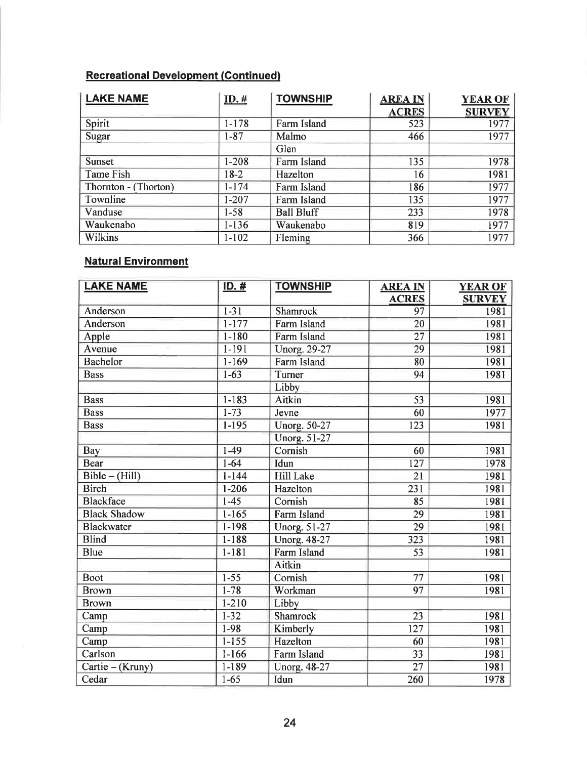## Recreational Development (Continued)

| LAKE NAME | ID. # | TOWNSHIP | AREA IN ACRES | YEAR OF SURVEY |
|---|---|---|---|---|
| Spirit | 1-178 | Farm Island | 523 | 1977 |
| Sugar | 1-87 | Malmo | 466 | 1977 |
| | | Glen | | |
| Sunset | 1-208 | Farm Island | 135 | 1978 |
| Tame Fish | 18-2 | Hazelton | 16 | 1981 |
| Thornton - (Thorton) | 1-174 | Farm Island | 186 | 1977 |
| Townline | 1-207 | Farm Island | 135 | 1977 |
| Vanduse | 1-58 | Ball Bluff | 233 | 1978 |
| Waukenabo | 1-136 | Waukenabo | 819 | 1977 |
| Wilkins | 1-102 | Fleming | 366 | 1977 |

## Natural Environment

| LAKE NAME | ID. # | TOWNSHIP | AREA IN ACRES | YEAR OF SURVEY |
|---|---|---|---|---|
| Anderson | 1-31 | Shamrock | 97 | 1981 |
| Anderson | 1-177 | Farm Island | 20 | 1981 |
| Apple | 1-180 | Farm Island | 27 | 1981 |
| Avenue | 1-191 | Unorg. 29-27 | 29 | 1981 |
| Bachelor | 1-169 | Farm Island | 80 | 1981 |
| Bass | 1-63 | Turner | 94 | 1981 |
| | | Libby | | |
| Bass | 1-183 | Aitkin | 53 | 1981 |
| Bass | 1-73 | Jevne | 60 | 1977 |
| Bass | 1-195 | Unorg. 50-27 | 123 | 1981 |
| | | Unorg. 51-27 | | |
| Bay | 1-49 | Cornish | 60 | 1981 |
| Bear | 1-64 | Idun | 127 | 1978 |
| Bible – (Hill) | 1-144 | Hill Lake | 21 | 1981 |
| Birch | 1-206 | Hazelton | 231 | 1981 |
| Blackface | 1-45 | Cornish | 85 | 1981 |
| Black Shadow | 1-165 | Farm Island | 29 | 1981 |
| Blackwater | 1-198 | Unorg. 51-27 | 29 | 1981 |
| Blind | 1-188 | Unorg. 48-27 | 323 | 1981 |
| Blue | 1-181 | Farm Island | 53 | 1981 |
| | | Aitkin | | |
| Boot | 1-55 | Cornish | 77 | 1981 |
| Brown | 1-78 | Workman | 97 | 1981 |
| Brown | 1-210 | Libby | | |
| Camp | 1-32 | Shamrock | 23 | 1981 |
| Camp | 1-98 | Kimberly | 127 | 1981 |
| Camp | 1-155 | Hazelton | 60 | 1981 |
| Carlson | 1-166 | Farm Island | 33 | 1981 |
| Cartie – (Kruny) | 1-189 | Unorg. 48-27 | 27 | 1981 |
| Cedar | 1-65 | Idun | 260 | 1978 |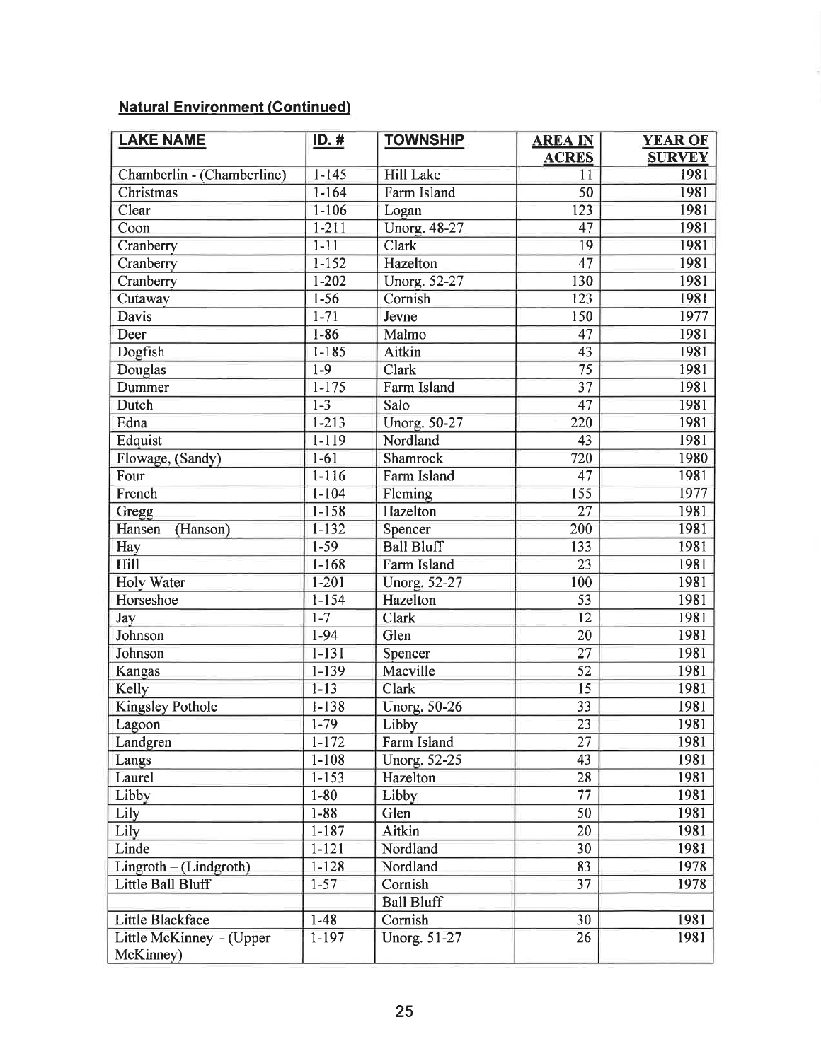**Natural Environment (Continued)**

| LAKE NAME | ID. # | TOWNSHIP | AREA IN ACRES | YEAR OF SURVEY |
|---|---|---|---|---|
| Chamberlin - (Chamberline) | 1-145 | Hill Lake | 11 | 1981 |
| Christmas | 1-164 | Farm Island | 50 | 1981 |
| Clear | 1-106 | Logan | 123 | 1981 |
| Coon | 1-211 | Unorg. 48-27 | 47 | 1981 |
| Cranberry | 1-11 | Clark | 19 | 1981 |
| Cranberry | 1-152 | Hazelton | 47 | 1981 |
| Cranberry | 1-202 | Unorg. 52-27 | 130 | 1981 |
| Cutaway | 1-56 | Cornish | 123 | 1981 |
| Davis | 1-71 | Jevne | 150 | 1977 |
| Deer | 1-86 | Malmo | 47 | 1981 |
| Dogfish | 1-185 | Aitkin | 43 | 1981 |
| Douglas | 1-9 | Clark | 75 | 1981 |
| Dummer | 1-175 | Farm Island | 37 | 1981 |
| Dutch | 1-3 | Salo | 47 | 1981 |
| Edna | 1-213 | Unorg. 50-27 | 220 | 1981 |
| Edquist | 1-119 | Nordland | 43 | 1981 |
| Flowage, (Sandy) | 1-61 | Shamrock | 720 | 1980 |
| Four | 1-116 | Farm Island | 47 | 1981 |
| French | 1-104 | Fleming | 155 | 1977 |
| Gregg | 1-158 | Hazelton | 27 | 1981 |
| Hansen – (Hanson) | 1-132 | Spencer | 200 | 1981 |
| Hay | 1-59 | Ball Bluff | 133 | 1981 |
| Hill | 1-168 | Farm Island | 23 | 1981 |
| Holy Water | 1-201 | Unorg. 52-27 | 100 | 1981 |
| Horseshoe | 1-154 | Hazelton | 53 | 1981 |
| Jay | 1-7 | Clark | 12 | 1981 |
| Johnson | 1-94 | Glen | 20 | 1981 |
| Johnson | 1-131 | Spencer | 27 | 1981 |
| Kangas | 1-139 | Macville | 52 | 1981 |
| Kelly | 1-13 | Clark | 15 | 1981 |
| Kingsley Pothole | 1-138 | Unorg. 50-26 | 33 | 1981 |
| Lagoon | 1-79 | Libby | 23 | 1981 |
| Landgren | 1-172 | Farm Island | 27 | 1981 |
| Langs | 1-108 | Unorg. 52-25 | 43 | 1981 |
| Laurel | 1-153 | Hazelton | 28 | 1981 |
| Libby | 1-80 | Libby | 77 | 1981 |
| Lily | 1-88 | Glen | 50 | 1981 |
| Lily | 1-187 | Aitkin | 20 | 1981 |
| Linde | 1-121 | Nordland | 30 | 1981 |
| Lingroth – (Lindgroth) | 1-128 | Nordland | 83 | 1978 |
| Little Ball Bluff | 1-57 | Cornish | 37 | 1978 |
| | | Ball Bluff | | |
| Little Blackface | 1-48 | Cornish | 30 | 1981 |
| Little McKinney – (Upper McKinney) | 1-197 | Unorg. 51-27 | 26 | 1981 |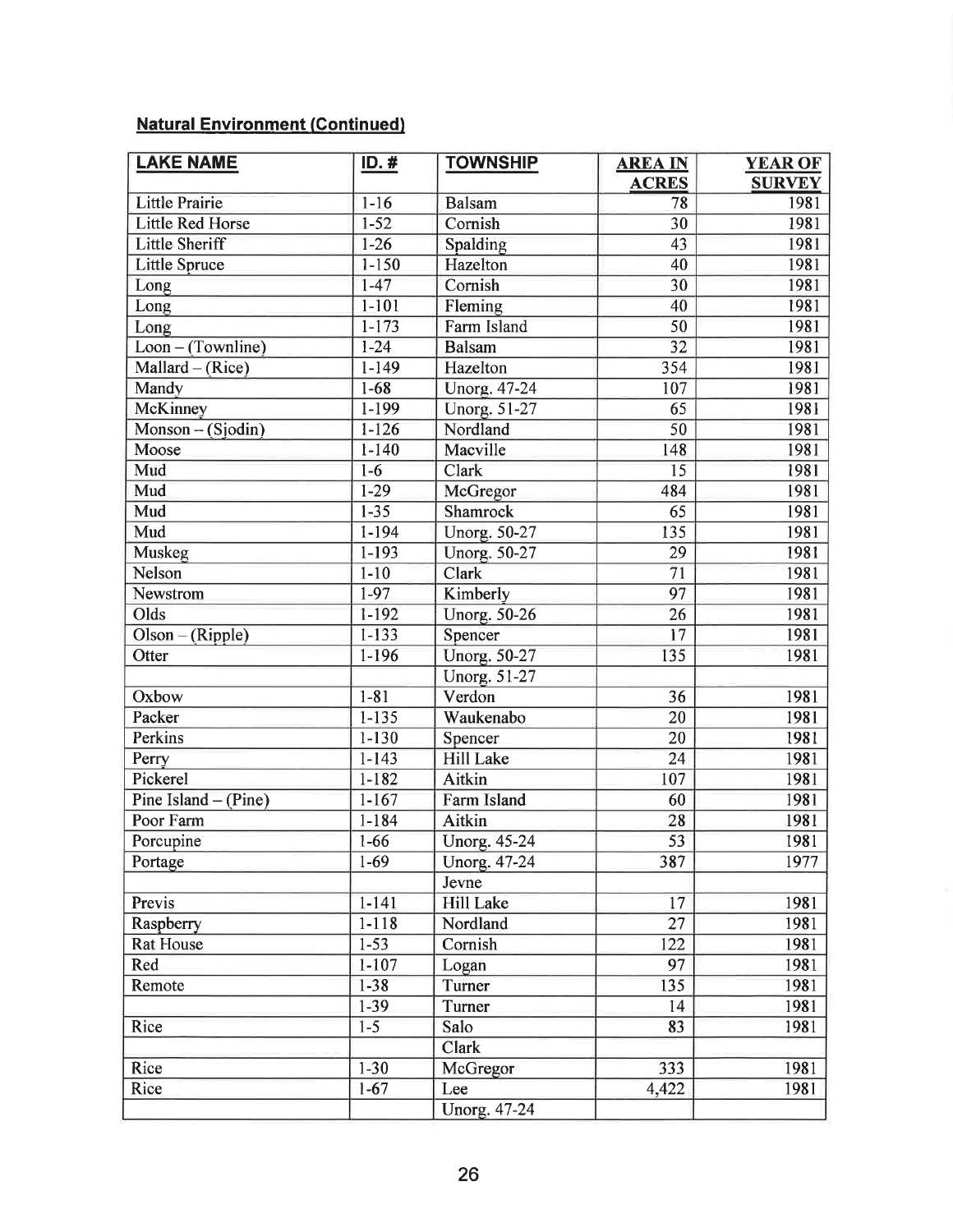**Natural Environment (Continued)**

| LAKE NAME | ID. # | TOWNSHIP | AREA IN ACRES | YEAR OF SURVEY |
|---|---|---|---|---|
| Little Prairie | 1-16 | Balsam | 78 | 1981 |
| Little Red Horse | 1-52 | Cornish | 30 | 1981 |
| Little Sheriff | 1-26 | Spalding | 43 | 1981 |
| Little Spruce | 1-150 | Hazelton | 40 | 1981 |
| Long | 1-47 | Cornish | 30 | 1981 |
| Long | 1-101 | Fleming | 40 | 1981 |
| Long | 1-173 | Farm Island | 50 | 1981 |
| Loon – (Townline) | 1-24 | Balsam | 32 | 1981 |
| Mallard – (Rice) | 1-149 | Hazelton | 354 | 1981 |
| Mandy | 1-68 | Unorg. 47-24 | 107 | 1981 |
| McKinney | 1-199 | Unorg. 51-27 | 65 | 1981 |
| Monson – (Sjodin) | 1-126 | Nordland | 50 | 1981 |
| Moose | 1-140 | Macville | 148 | 1981 |
| Mud | 1-6 | Clark | 15 | 1981 |
| Mud | 1-29 | McGregor | 484 | 1981 |
| Mud | 1-35 | Shamrock | 65 | 1981 |
| Mud | 1-194 | Unorg. 50-27 | 135 | 1981 |
| Muskeg | 1-193 | Unorg. 50-27 | 29 | 1981 |
| Nelson | 1-10 | Clark | 71 | 1981 |
| Newstrom | 1-97 | Kimberly | 97 | 1981 |
| Olds | 1-192 | Unorg. 50-26 | 26 | 1981 |
| Olson – (Ripple) | 1-133 | Spencer | 17 | 1981 |
| Otter | 1-196 | Unorg. 50-27 | 135 | 1981 |
| | | Unorg. 51-27 | | |
| Oxbow | 1-81 | Verdon | 36 | 1981 |
| Packer | 1-135 | Waukenabo | 20 | 1981 |
| Perkins | 1-130 | Spencer | 20 | 1981 |
| Perry | 1-143 | Hill Lake | 24 | 1981 |
| Pickerel | 1-182 | Aitkin | 107 | 1981 |
| Pine Island – (Pine) | 1-167 | Farm Island | 60 | 1981 |
| Poor Farm | 1-184 | Aitkin | 28 | 1981 |
| Porcupine | 1-66 | Unorg. 45-24 | 53 | 1981 |
| Portage | 1-69 | Unorg. 47-24 | 387 | 1977 |
| | | Jevne | | |
| Previs | 1-141 | Hill Lake | 17 | 1981 |
| Raspberry | 1-118 | Nordland | 27 | 1981 |
| Rat House | 1-53 | Cornish | 122 | 1981 |
| Red | 1-107 | Logan | 97 | 1981 |
| Remote | 1-38 | Turner | 135 | 1981 |
| | 1-39 | Turner | 14 | 1981 |
| Rice | 1-5 | Salo | 83 | 1981 |
| | | Clark | | |
| Rice | 1-30 | McGregor | 333 | 1981 |
| Rice | 1-67 | Lee | 4,422 | 1981 |
| | | Unorg. 47-24 | | |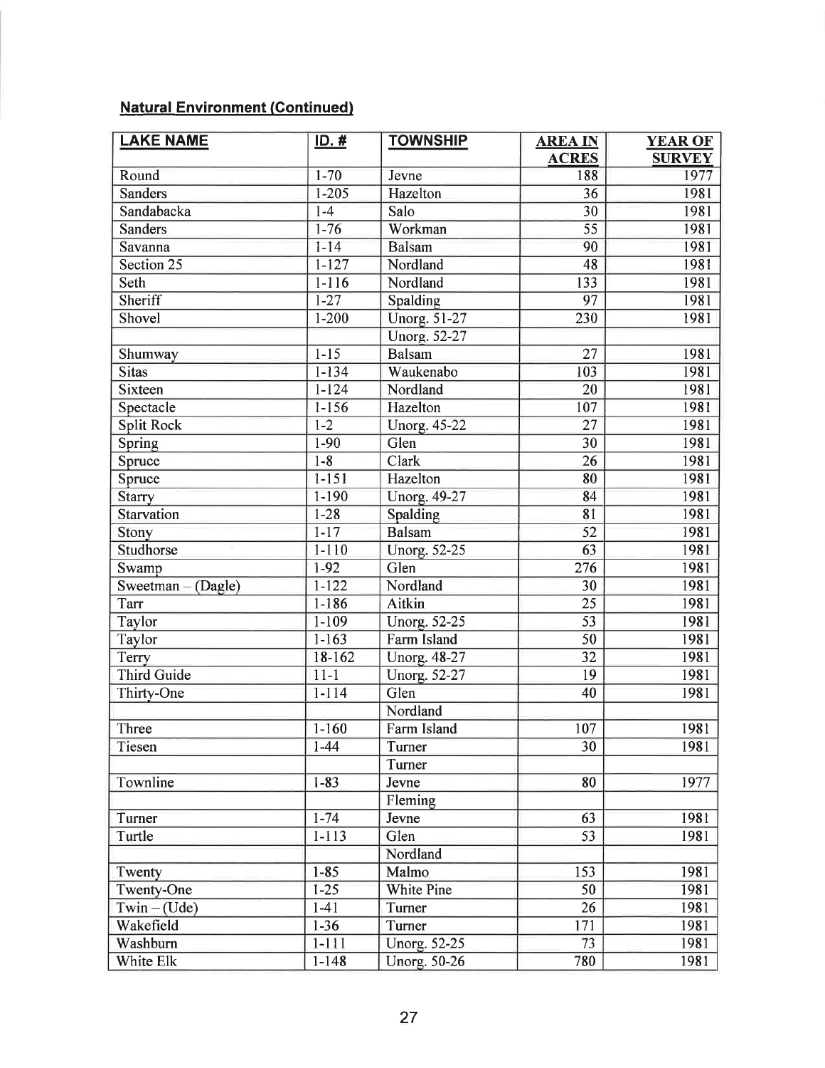**Natural Environment (Continued)**

| LAKE NAME | ID. # | TOWNSHIP | AREA IN ACRES | YEAR OF SURVEY |
|---|---|---|---|---|
| Round | 1-70 | Jevne | 188 | 1977 |
| Sanders | 1-205 | Hazelton | 36 | 1981 |
| Sandabacka | 1-4 | Salo | 30 | 1981 |
| Sanders | 1-76 | Workman | 55 | 1981 |
| Savanna | 1-14 | Balsam | 90 | 1981 |
| Section 25 | 1-127 | Nordland | 48 | 1981 |
| Seth | 1-116 | Nordland | 133 | 1981 |
| Sheriff | 1-27 | Spalding | 97 | 1981 |
| Shovel | 1-200 | Unorg. 51-27 | 230 | 1981 |
| | | Unorg. 52-27 | | |
| Shumway | 1-15 | Balsam | 27 | 1981 |
| Sitas | 1-134 | Waukenabo | 103 | 1981 |
| Sixteen | 1-124 | Nordland | 20 | 1981 |
| Spectacle | 1-156 | Hazelton | 107 | 1981 |
| Split Rock | 1-2 | Unorg. 45-22 | 27 | 1981 |
| Spring | 1-90 | Glen | 30 | 1981 |
| Spruce | 1-8 | Clark | 26 | 1981 |
| Spruce | 1-151 | Hazelton | 80 | 1981 |
| Starry | 1-190 | Unorg. 49-27 | 84 | 1981 |
| Starvation | 1-28 | Spalding | 81 | 1981 |
| Stony | 1-17 | Balsam | 52 | 1981 |
| Studhorse | 1-110 | Unorg. 52-25 | 63 | 1981 |
| Swamp | 1-92 | Glen | 276 | 1981 |
| Sweetman – (Dagle) | 1-122 | Nordland | 30 | 1981 |
| Tarr | 1-186 | Aitkin | 25 | 1981 |
| Taylor | 1-109 | Unorg. 52-25 | 53 | 1981 |
| Taylor | 1-163 | Farm Island | 50 | 1981 |
| Terry | 18-162 | Unorg. 48-27 | 32 | 1981 |
| Third Guide | 11-1 | Unorg. 52-27 | 19 | 1981 |
| Thirty-One | 1-114 | Glen | 40 | 1981 |
| | | Nordland | | |
| Three | 1-160 | Farm Island | 107 | 1981 |
| Tiesen | 1-44 | Turner | 30 | 1981 |
| | | Turner | | |
| Townline | 1-83 | Jevne | 80 | 1977 |
| | | Fleming | | |
| Turner | 1-74 | Jevne | 63 | 1981 |
| Turtle | 1-113 | Glen | 53 | 1981 |
| | | Nordland | | |
| Twenty | 1-85 | Malmo | 153 | 1981 |
| Twenty-One | 1-25 | White Pine | 50 | 1981 |
| Twin – (Ude) | 1-41 | Turner | 26 | 1981 |
| Wakefield | 1-36 | Turner | 171 | 1981 |
| Washburn | 1-111 | Unorg. 52-25 | 73 | 1981 |
| White Elk | 1-148 | Unorg. 50-26 | 780 | 1981 |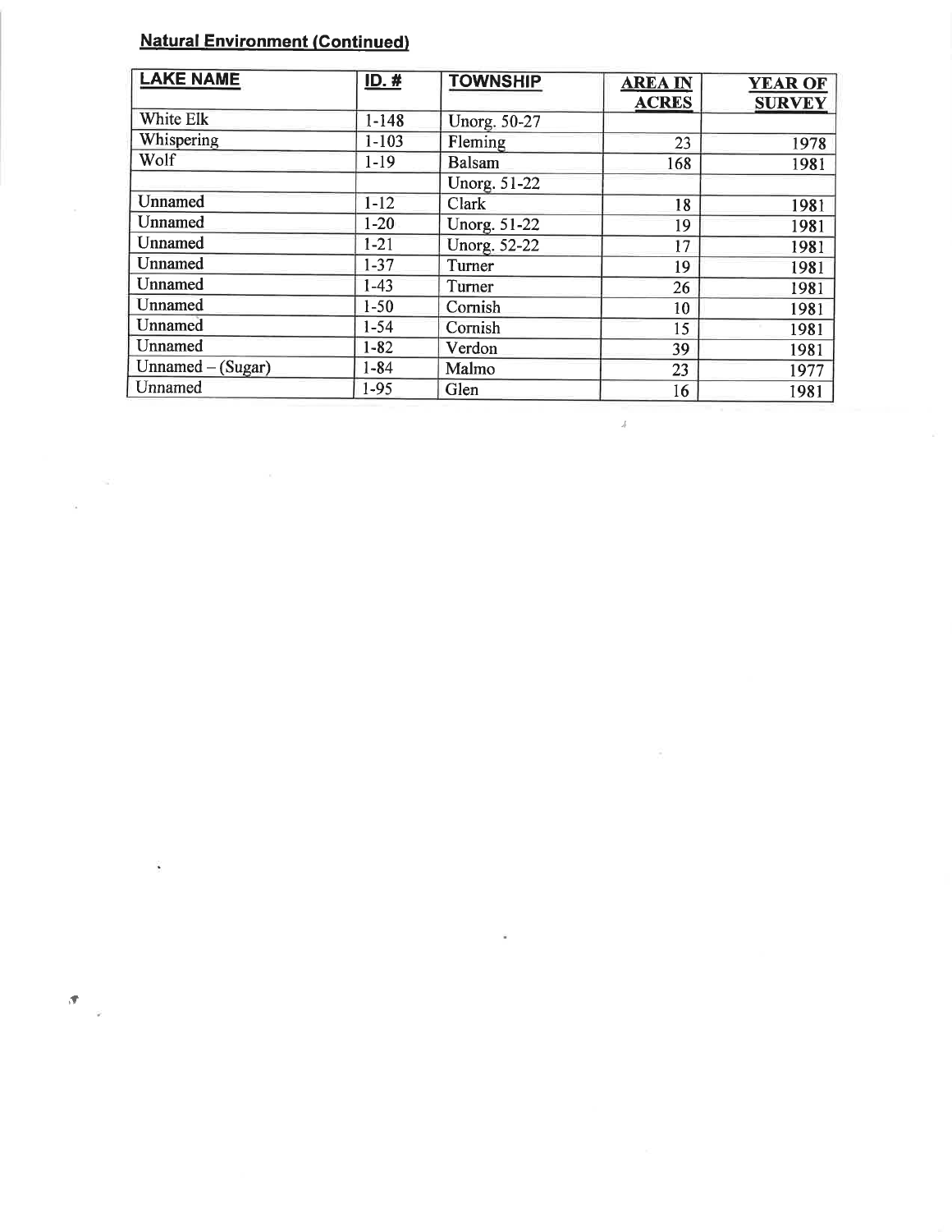## Natural Environment (Continued)

| LAKE NAME | ID. # | TOWNSHIP | AREA IN ACRES | YEAR OF SURVEY |
|---|---|---|---|---|
| White Elk | 1-148 | Unorg. 50-27 | | |
| Whispering | 1-103 | Fleming | 23 | 1978 |
| Wolf | 1-19 | Balsam | 168 | 1981 |
| | | Unorg. 51-22 | | |
| Unnamed | 1-12 | Clark | 18 | 1981 |
| Unnamed | 1-20 | Unorg. 51-22 | 19 | 1981 |
| Unnamed | 1-21 | Unorg. 52-22 | 17 | 1981 |
| Unnamed | 1-37 | Turner | 19 | 1981 |
| Unnamed | 1-43 | Turner | 26 | 1981 |
| Unnamed | 1-50 | Cornish | 10 | 1981 |
| Unnamed | 1-54 | Cornish | 15 | 1981 |
| Unnamed | 1-82 | Verdon | 39 | 1981 |
| Unnamed – (Sugar) | 1-84 | Malmo | 23 | 1977 |
| Unnamed | 1-95 | Glen | 16 | 1981 |